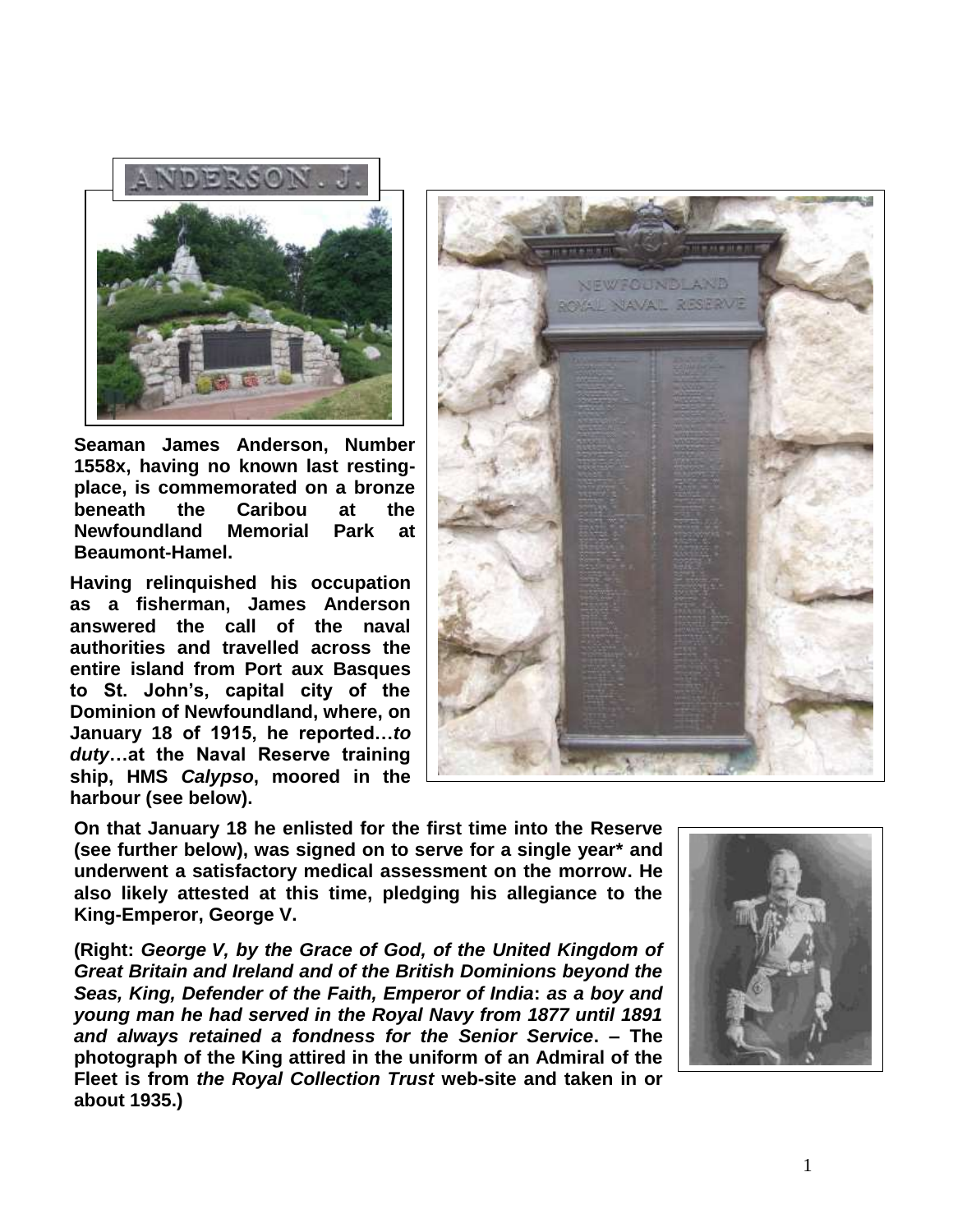ANDERSON . J.

**Seaman James Anderson, Number 1558x, having no known last resting-place, is commemorated on a bronze beneath the Caribou at the Newfoundland Memorial Park at Beaumont-Hamel.**

**Having relinquished his occupation as a fisherman, James Anderson answered the call of the naval authorities and travelled across the entire island from Port aux Basques to St. John's, capital city of the Dominion of Newfoundland, where, on January 18 of 1915, he reported…*to duty*…at the Naval Reserve training ship, HMS *Calypso*, moored in the harbour (see below).**

**On that January 18 he enlisted for the first time into the Reserve (see further below), was signed on to serve for a single year* and underwent a satisfactory medical assessment on the morrow. He also likely attested at this time, pledging his allegiance to the King-Emperor, George V.**

**(Right: *George V, by the Grace of God, of the United Kingdom of Great Britain and Ireland and of the British Dominions beyond the Seas, King, Defender of the Faith, Emperor of India*: *as a boy and young man he had served in the Royal Navy from 1877 until 1891 and always retained a fondness for the Senior Service*. – The photograph of the King attired in the uniform of an Admiral of the Fleet is from *the Royal Collection Trust* web-site and taken in or about 1935.)**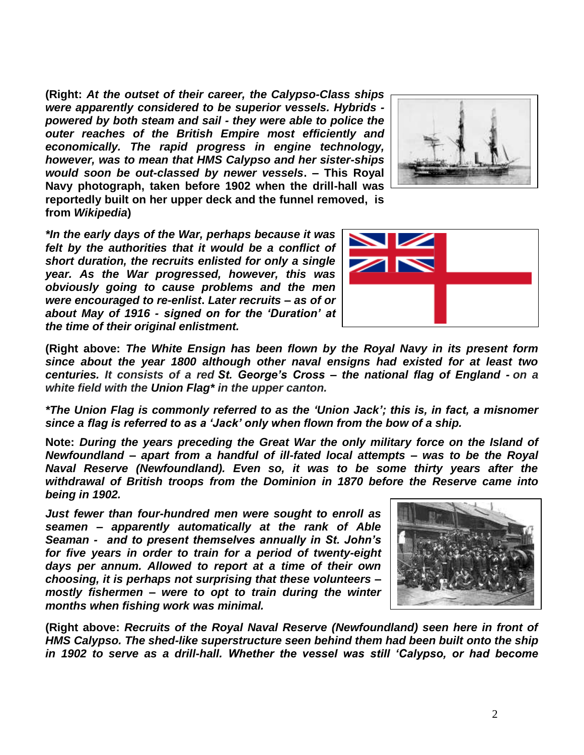**(Right:** ***At the outset of their career, the Calypso-Class ships were apparently considered to be superior vessels. Hybrids - powered by both steam and sail - they were able to police the outer reaches of the British Empire most efficiently and economically. The rapid progress in engine technology, however, was to mean that HMS Calypso and her sister-ships would soon be out-classed by newer vessels*****. – This Royal Navy photograph, taken before 1902 when the drill-hall was reportedly built on her upper deck and the funnel removed, is from *Wikipedia*)**

***\*In the early days of the War, perhaps because it was felt by the authorities that it would be a conflict of short duration, the recruits enlisted for only a single year. As the War progressed, however, this was obviously going to cause problems and the men were encouraged to re-enlist. Later recruits – as of or about May of 1916 - signed on for the 'Duration' at the time of their original enlistment.***

**(Right above:** ***The White Ensign has been flown by the Royal Navy in its present form since about the year 1800 although other naval ensigns had existed for at least two centuries. It consists of a red St. George's Cross – the national flag of England - on a white field with the Union Flag\* in the upper canton.***

***\*The Union Flag is commonly referred to as the 'Union Jack'; this is, in fact, a misnomer since a flag is referred to as a 'Jack' only when flown from the bow of a ship.***

**Note:** ***During the years preceding the Great War the only military force on the Island of Newfoundland – apart from a handful of ill-fated local attempts – was to be the Royal Naval Reserve (Newfoundland). Even so, it was to be some thirty years after the withdrawal of British troops from the Dominion in 1870 before the Reserve came into being in 1902.***

***Just fewer than four-hundred men were sought to enroll as seamen – apparently automatically at the rank of Able Seaman - and to present themselves annually in St. John's for five years in order to train for a period of twenty-eight days per annum. Allowed to report at a time of their own choosing, it is perhaps not surprising that these volunteers – mostly fishermen – were to opt to train during the winter months when fishing work was minimal.***

**(Right above:** ***Recruits of the Royal Naval Reserve (Newfoundland) seen here in front of HMS Calypso. The shed-like superstructure seen behind them had been built onto the ship in 1902 to serve as a drill-hall. Whether the vessel was still 'Calypso, or had become***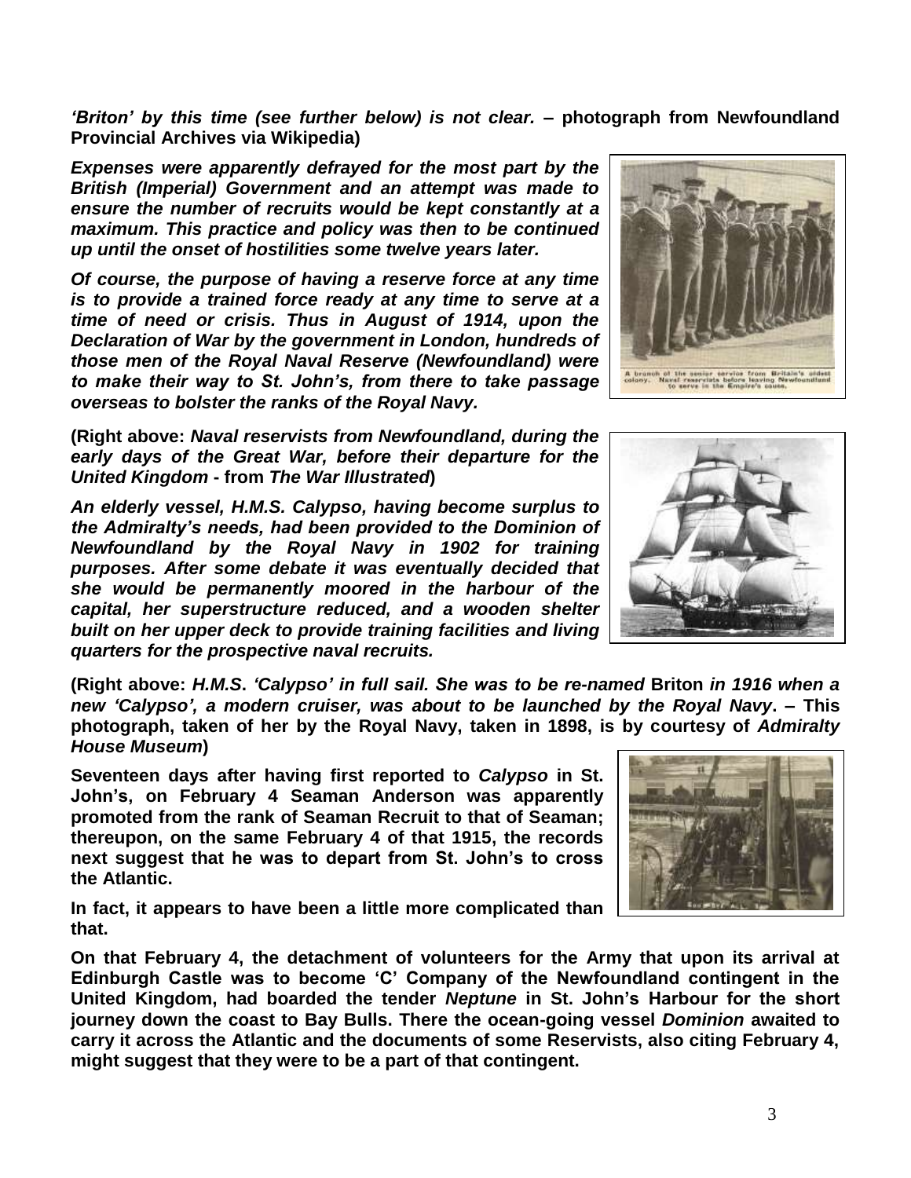*'Briton' by this time (see further below) is not clear.* **– photograph from Newfoundland Provincial Archives via Wikipedia)**

***Expenses were apparently defrayed for the most part by the British (Imperial) Government and an attempt was made to ensure the number of recruits would be kept constantly at a maximum. This practice and policy was then to be continued up until the onset of hostilities some twelve years later.***

***Of course, the purpose of having a reserve force at any time is to provide a trained force ready at any time to serve at a time of need or crisis. Thus in August of 1914, upon the Declaration of War by the government in London, hundreds of those men of the Royal Naval Reserve (Newfoundland) were to make their way to St. John's, from there to take passage overseas to bolster the ranks of the Royal Navy.***

**(Right above: *Naval reservists from Newfoundland, during the early days of the Great War, before their departure for the United Kingdom* - from *The War Illustrated*)**

***An elderly vessel, H.M.S. Calypso, having become surplus to the Admiralty's needs, had been provided to the Dominion of Newfoundland by the Royal Navy in 1902 for training purposes. After some debate it was eventually decided that she would be permanently moored in the harbour of the capital, her superstructure reduced, and a wooden shelter built on her upper deck to provide training facilities and living quarters for the prospective naval recruits.***

**(Right above: *H.M.S. 'Calypso' in full sail. She was to be re-named* Briton *in 1916 when a new 'Calypso', a modern cruiser, was about to be launched by the Royal Navy*. – This photograph, taken of her by the Royal Navy, taken in 1898, is by courtesy of *Admiralty House Museum*)**

**Seventeen days after having first reported to *Calypso* in St. John's, on February 4 Seaman Anderson was apparently promoted from the rank of Seaman Recruit to that of Seaman; thereupon, on the same February 4 of that 1915, the records next suggest that he was to depart from St. John's to cross the Atlantic.**

**In fact, it appears to have been a little more complicated than that.**

**On that February 4, the detachment of volunteers for the Army that upon its arrival at Edinburgh Castle was to become 'C' Company of the Newfoundland contingent in the United Kingdom, had boarded the tender *Neptune* in St. John's Harbour for the short journey down the coast to Bay Bulls. There the ocean-going vessel *Dominion* awaited to carry it across the Atlantic and the documents of some Reservists, also citing February 4, might suggest that they were to be a part of that contingent.**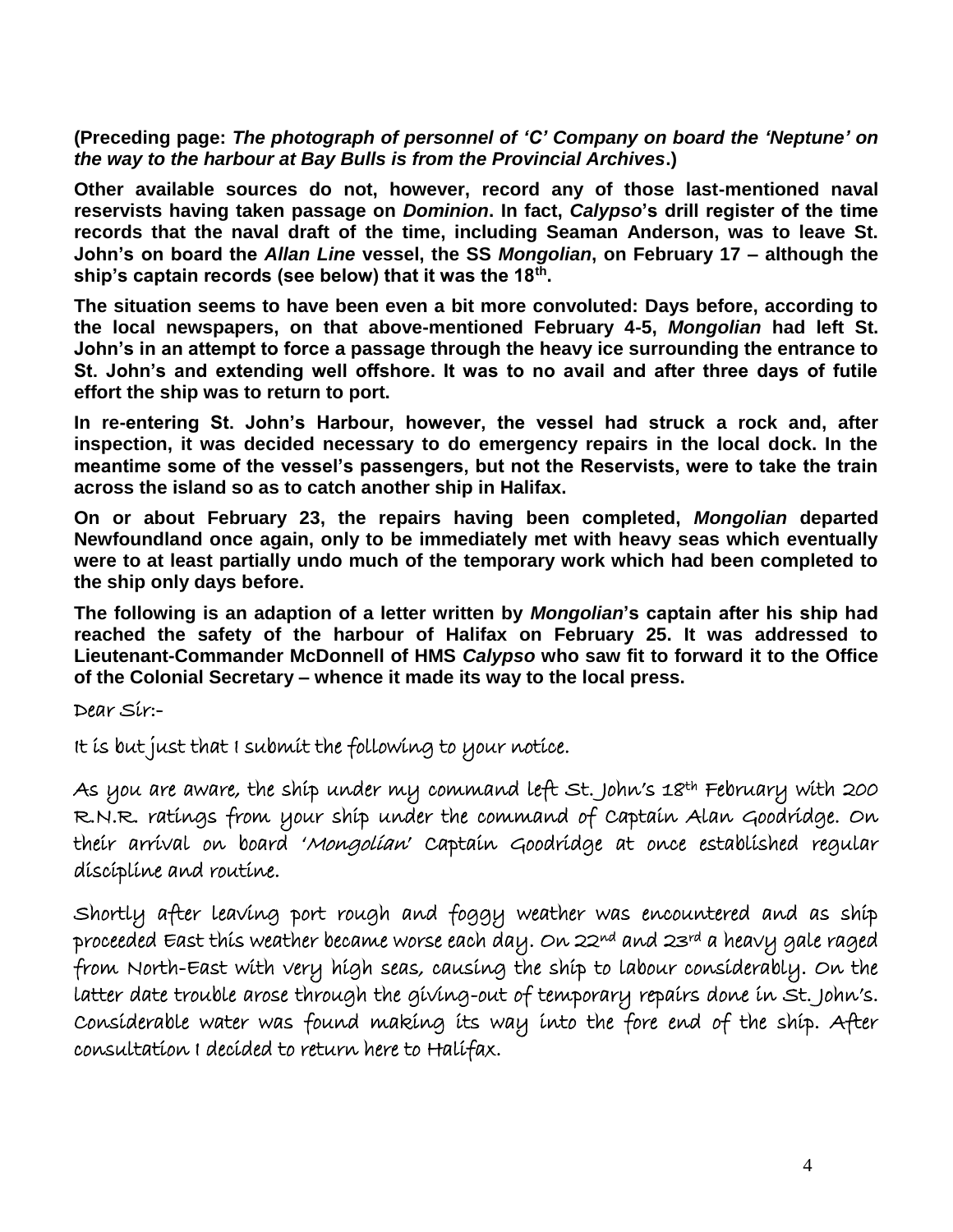**(Preceding page: *The photograph of personnel of 'C' Company on board the 'Neptune' on the way to the harbour at Bay Bulls is from the Provincial Archives*.)**

**Other available sources do not, however, record any of those last-mentioned naval reservists having taken passage on *Dominion*. In fact, *Calypso*'s drill register of the time records that the naval draft of the time, including Seaman Anderson, was to leave St. John's on board the *Allan Line* vessel, the SS *Mongolian*, on February 17 – although the ship's captain records (see below) that it was the 18th.**

**The situation seems to have been even a bit more convoluted: Days before, according to the local newspapers, on that above-mentioned February 4-5, *Mongolian* had left St. John's in an attempt to force a passage through the heavy ice surrounding the entrance to St. John's and extending well offshore. It was to no avail and after three days of futile effort the ship was to return to port.**

**In re-entering St. John's Harbour, however, the vessel had struck a rock and, after inspection, it was decided necessary to do emergency repairs in the local dock. In the meantime some of the vessel's passengers, but not the Reservists, were to take the train across the island so as to catch another ship in Halifax.**

**On or about February 23, the repairs having been completed, *Mongolian* departed Newfoundland once again, only to be immediately met with heavy seas which eventually were to at least partially undo much of the temporary work which had been completed to the ship only days before.**

**The following is an adaption of a letter written by *Mongolian*'s captain after his ship had reached the safety of the harbour of Halifax on February 25. It was addressed to Lieutenant-Commander McDonnell of HMS *Calypso* who saw fit to forward it to the Office of the Colonial Secretary – whence it made its way to the local press.**

Dear Sir:-

It is but just that I submit the following to your notice.

As you are aware, the ship under my command left St. John's 18th February with 200 R.N.R. ratings from your ship under the command of Captain Alan Goodridge. On their arrival on board '*Mongolian*' Captain Goodridge at once established regular discipline and routine.

Shortly after leaving port rough and foggy weather was encountered and as ship proceeded East this weather became worse each day. On 22nd and 23rd a heavy gale raged from North-East with very high seas, causing the ship to labour considerably. On the latter date trouble arose through the giving-out of temporary repairs done in St. John's. Considerable water was found making its way into the fore end of the ship. After consultation I decided to return here to Halifax.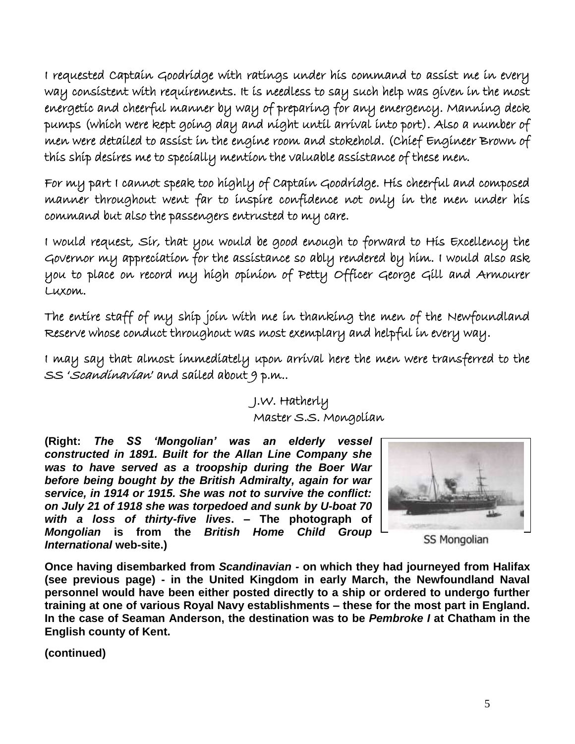I requested Captain Goodridge with ratings under his command to assist me in every way consistent with requirements. It is needless to say such help was given in the most energetic and cheerful manner by way of preparing for any emergency. Manning deck pumps (which were kept going day and night until arrival into port). Also a number of men were detailed to assist in the engine room and stokehold. (Chief Engineer Brown of this ship desires me to specially mention the valuable assistance of these men.

For my part I cannot speak too highly of Captain Goodridge. His cheerful and composed manner throughout went far to inspire confidence not only in the men under his command but also the passengers entrusted to my care.

I would request, Sir, that you would be good enough to forward to His Excellency the Governor my appreciation for the assistance so ably rendered by him. I would also ask you to place on record my high opinion of Petty Officer George Gill and Armourer Luxom.

The entire staff of my ship join with me in thanking the men of the Newfoundland Reserve whose conduct throughout was most exemplary and helpful in every way.

I may say that almost immediately upon arrival here the men were transferred to the SS '*Scandinavian*' and sailed about 9 p.m..

J.W. Hatherly
Master S.S. Mongolian

**(Right: *The SS 'Mongolian' was an elderly vessel constructed in 1891. Built for the Allan Line Company she was to have served as a troopship during the Boer War before being bought by the British Admiralty, again for war service, in 1914 or 1915. She was not to survive the conflict: on July 21 of 1918 she was torpedoed and sunk by U-boat 70 with a loss of thirty-five lives*. – The photograph of *Mongolian* is from the *British Home Child Group International* web-site.)**

SS Mongolian

**Once having disembarked from *Scandinavian* - on which they had journeyed from Halifax (see previous page) - in the United Kingdom in early March, the Newfoundland Naval personnel would have been either posted directly to a ship or ordered to undergo further training at one of various Royal Navy establishments – these for the most part in England. In the case of Seaman Anderson, the destination was to be *Pembroke I* at Chatham in the English county of Kent.**

**(continued)**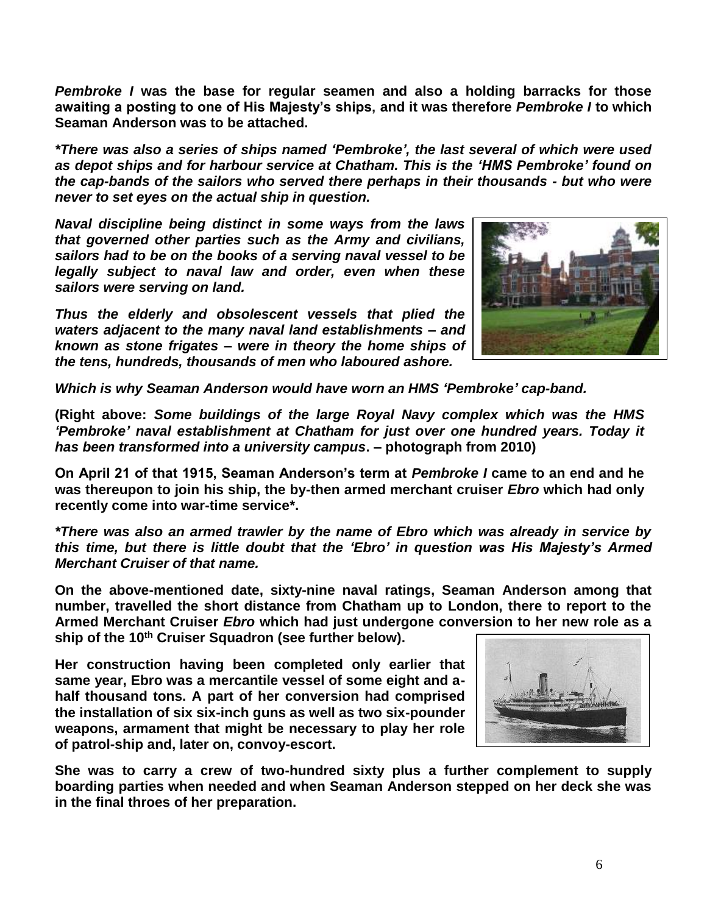**_Pembroke I_ was the base for regular seamen and also a holding barracks for those awaiting a posting to one of His Majesty's ships, and it was therefore _Pembroke I_ to which Seaman Anderson was to be attached.**

***There was also a series of ships named 'Pembroke', the last several of which were used as depot ships and for harbour service at Chatham. This is the 'HMS Pembroke' found on the cap-bands of the sailors who served there perhaps in their thousands - but who were never to set eyes on the actual ship in question.***

***Naval discipline being distinct in some ways from the laws that governed other parties such as the Army and civilians, sailors had to be on the books of a serving naval vessel to be legally subject to naval law and order, even when these sailors were serving on land.***

***Thus the elderly and obsolescent vessels that plied the waters adjacent to the many naval land establishments – and known as stone frigates – were in theory the home ships of the tens, hundreds, thousands of men who laboured ashore.***

***Which is why Seaman Anderson would have worn an HMS 'Pembroke' cap-band.***

**(Right above: _Some buildings of the large Royal Navy complex which was the HMS 'Pembroke' naval establishment at Chatham for just over one hundred years. Today it has been transformed into a university campus_. – photograph from 2010)**

**On April 21 of that 1915, Seaman Anderson's term at _Pembroke I_ came to an end and he was thereupon to join his ship, the by-then armed merchant cruiser _Ebro_ which had only recently come into war-time service*.**

***There was also an armed trawler by the name of Ebro which was already in service by this time, but there is little doubt that the 'Ebro' in question was His Majesty's Armed Merchant Cruiser of that name.***

**On the above-mentioned date, sixty-nine naval ratings, Seaman Anderson among that number, travelled the short distance from Chatham up to London, there to report to the Armed Merchant Cruiser _Ebro_ which had just undergone conversion to her new role as a ship of the 10th Cruiser Squadron (see further below).**

**Her construction having been completed only earlier that same year, Ebro was a mercantile vessel of some eight and a-half thousand tons. A part of her conversion had comprised the installation of six six-inch guns as well as two six-pounder weapons, armament that might be necessary to play her role of patrol-ship and, later on, convoy-escort.**

**She was to carry a crew of two-hundred sixty plus a further complement to supply boarding parties when needed and when Seaman Anderson stepped on her deck she was in the final throes of her preparation.**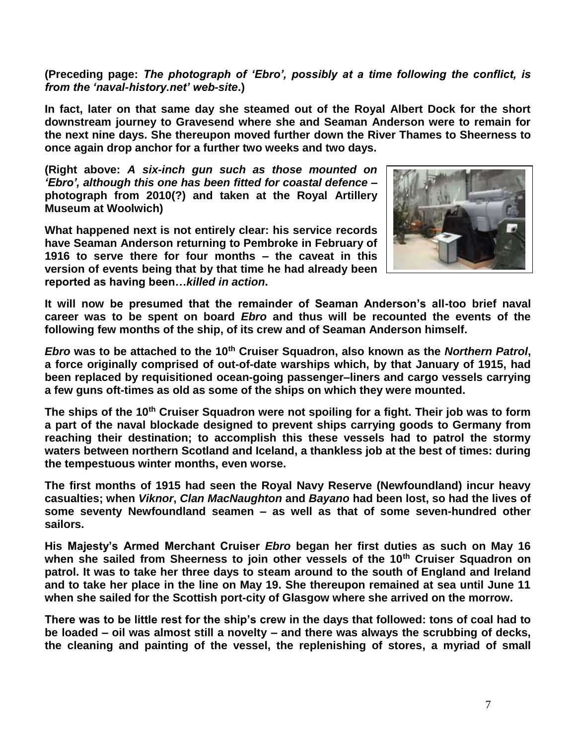**(Preceding page:** ***The photograph of 'Ebro', possibly at a time following the conflict, is from the 'naval-history.net' web-site*****.)**

**In fact, later on that same day she steamed out of the Royal Albert Dock for the short downstream journey to Gravesend where she and Seaman Anderson were to remain for the next nine days. She thereupon moved further down the River Thames to Sheerness to once again drop anchor for a further two weeks and two days.**

**(Right above:** ***A six-inch gun such as those mounted on 'Ebro', although this one has been fitted for coastal defence*** **– photograph from 2010(?) and taken at the Royal Artillery Museum at Woolwich)**

**What happened next is not entirely clear: his service records have Seaman Anderson returning to Pembroke in February of 1916 to serve there for four months – the caveat in this version of events being that by that time he had already been reported as having been…*****killed in action*****.**

**It will now be presumed that the remainder of Seaman Anderson's all-too brief naval career was to be spent on board *Ebro* and thus will be recounted the events of the following few months of the ship, of its crew and of Seaman Anderson himself.**

***Ebro*** **was to be attached to the 10th Cruiser Squadron, also known as the *Northern Patrol*, a force originally comprised of out-of-date warships which, by that January of 1915, had been replaced by requisitioned ocean-going passenger–liners and cargo vessels carrying a few guns oft-times as old as some of the ships on which they were mounted.**

**The ships of the 10th Cruiser Squadron were not spoiling for a fight. Their job was to form a part of the naval blockade designed to prevent ships carrying goods to Germany from reaching their destination; to accomplish this these vessels had to patrol the stormy waters between northern Scotland and Iceland, a thankless job at the best of times: during the tempestuous winter months, even worse.**

**The first months of 1915 had seen the Royal Navy Reserve (Newfoundland) incur heavy casualties; when *Viknor*, *Clan MacNaughton* and *Bayano* had been lost, so had the lives of some seventy Newfoundland seamen – as well as that of some seven-hundred other sailors.**

**His Majesty's Armed Merchant Cruiser *Ebro* began her first duties as such on May 16 when she sailed from Sheerness to join other vessels of the 10th Cruiser Squadron on patrol. It was to take her three days to steam around to the south of England and Ireland and to take her place in the line on May 19. She thereupon remained at sea until June 11 when she sailed for the Scottish port-city of Glasgow where she arrived on the morrow.**

**There was to be little rest for the ship's crew in the days that followed: tons of coal had to be loaded – oil was almost still a novelty – and there was always the scrubbing of decks, the cleaning and painting of the vessel, the replenishing of stores, a myriad of small**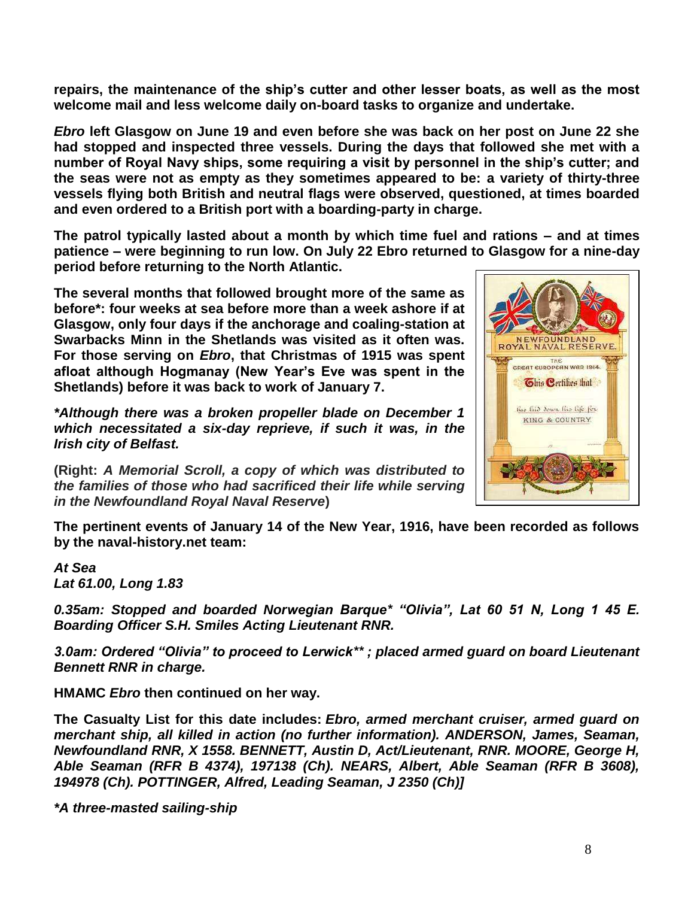**repairs, the maintenance of the ship's cutter and other lesser boats, as well as the most welcome mail and less welcome daily on-board tasks to organize and undertake.**

***Ebro* left Glasgow on June 19 and even before she was back on her post on June 22 she had stopped and inspected three vessels. During the days that followed she met with a number of Royal Navy ships, some requiring a visit by personnel in the ship's cutter; and the seas were not as empty as they sometimes appeared to be: a variety of thirty-three vessels flying both British and neutral flags were observed, questioned, at times boarded and even ordered to a British port with a boarding-party in charge.**

**The patrol typically lasted about a month by which time fuel and rations – and at times patience – were beginning to run low. On July 22 Ebro returned to Glasgow for a nine-day period before returning to the North Atlantic.**

**The several months that followed brought more of the same as before\*: four weeks at sea before more than a week ashore if at Glasgow, only four days if the anchorage and coaling-station at Swarbacks Minn in the Shetlands was visited as it often was. For those serving on *Ebro*, that Christmas of 1915 was spent afloat although Hogmanay (New Year's Eve was spent in the Shetlands) before it was back to work of January 7.**

***\*Although there was a broken propeller blade on December 1 which necessitated a six-day reprieve, if such it was, in the Irish city of Belfast.***

**(Right: *A Memorial Scroll, a copy of which was distributed to the families of those who had sacrificed their life while serving in the Newfoundland Royal Naval Reserve*)**

**The pertinent events of January 14 of the New Year, 1916, have been recorded as follows by the naval-history.net team:**

***At Sea***
***Lat 61.00, Long 1.83***

***0.35am: Stopped and boarded Norwegian Barque\* "Olivia", Lat 60 51 N, Long 1 45 E. Boarding Officer S.H. Smiles Acting Lieutenant RNR.***

***3.0am: Ordered "Olivia" to proceed to Lerwick\*\* ; placed armed guard on board Lieutenant Bennett RNR in charge.***

**HMAMC *Ebro* then continued on her way.**

**The Casualty List for this date includes: *Ebro, armed merchant cruiser, armed guard on merchant ship, all killed in action (no further information). ANDERSON, James, Seaman, Newfoundland RNR, X 1558. BENNETT, Austin D, Act/Lieutenant, RNR. MOORE, George H, Able Seaman (RFR B 4374), 197138 (Ch). NEARS, Albert, Able Seaman (RFR B 3608), 194978 (Ch). POTTINGER, Alfred, Leading Seaman, J 2350 (Ch)]***

***\*A three-masted sailing-ship***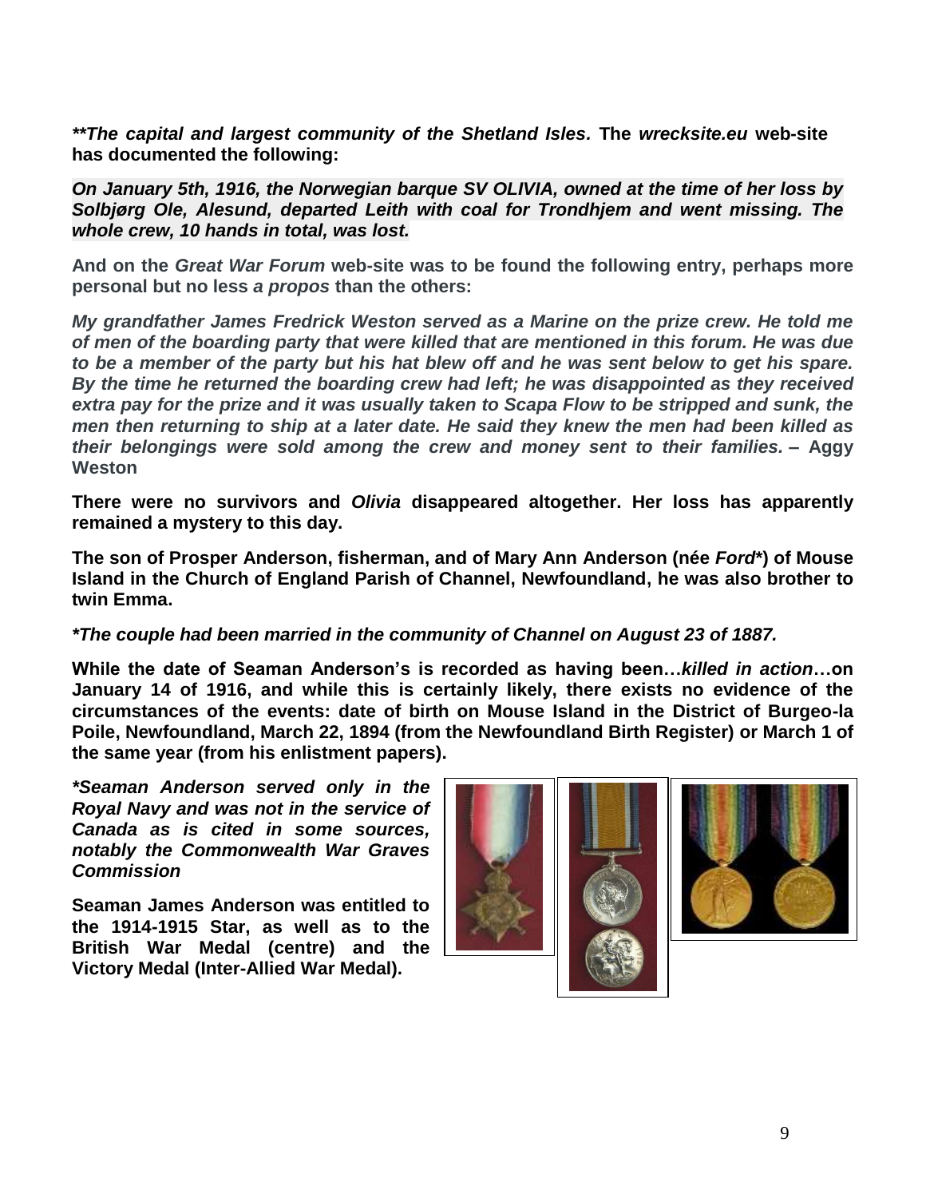***The capital and largest community of the Shetland Isles.* The *wrecksite.eu* web-site has documented the following:**

***On January 5th, 1916, the Norwegian barque SV OLIVIA, owned at the time of her loss by Solbjørg Ole, Alesund, departed Leith with coal for Trondhjem and went missing. The whole crew, 10 hands in total, was lost.***

**And on the *Great War Forum* web-site was to be found the following entry, perhaps more personal but no less *a propos* than the others:**

***My grandfather James Fredrick Weston served as a Marine on the prize crew. He told me of men of the boarding party that were killed that are mentioned in this forum. He was due to be a member of the party but his hat blew off and he was sent below to get his spare. By the time he returned the boarding crew had left; he was disappointed as they received extra pay for the prize and it was usually taken to Scapa Flow to be stripped and sunk, the men then returning to ship at a later date. He said they knew the men had been killed as their belongings were sold among the crew and money sent to their families.* – Aggy Weston**

**There were no survivors and *Olivia* disappeared altogether. Her loss has apparently remained a mystery to this day.**

**The son of Prosper Anderson, fisherman, and of Mary Ann Anderson (née *Ford**) of Mouse Island in the Church of England Parish of Channel, Newfoundland, he was also brother to twin Emma.**

***The couple had been married in the community of Channel on August 23 of 1887.***

**While the date of Seaman Anderson's is recorded as having been…*killed in action*…on January 14 of 1916, and while this is certainly likely, there exists no evidence of the circumstances of the events: date of birth on Mouse Island in the District of Burgeo-la Poile, Newfoundland, March 22, 1894 (from the Newfoundland Birth Register) or March 1 of the same year (from his enlistment papers).**

***Seaman Anderson served only in the Royal Navy and was not in the service of Canada as is cited in some sources, notably the Commonwealth War Graves Commission***

**Seaman James Anderson was entitled to the 1914-1915 Star, as well as to the British War Medal (centre) and the Victory Medal (Inter-Allied War Medal).**